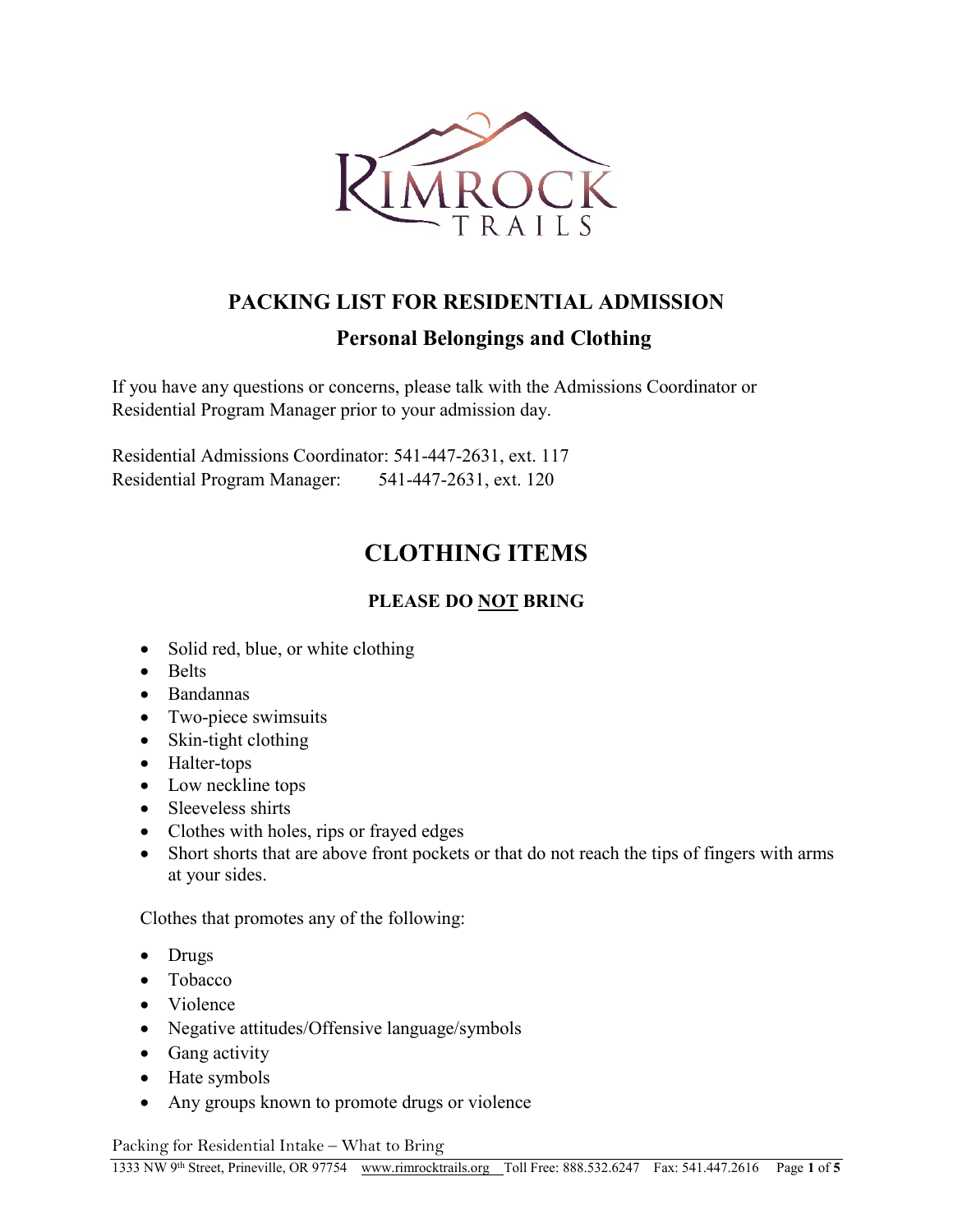# PACKING LIST FOR RESIDENTIAL ADMISSION

## Personal Belongings and Clothing

If you have any questions or concerns, please talk with the Admissions Coordinator or Residential Program Manager prior to your admission day.

Residential Admissions Coordinator: 541-447-2631, ext. 117
Residential Program Manager: 541-447-2631, ext. 120

## CLOTHING ITEMS

### PLEASE DO NOT BRING

- Solid red, blue, or white clothing
- Belts
- Bandannas
- Two-piece swimsuits
- Skin-tight clothing
- Halter-tops
- Low neckline tops
- Sleeveless shirts
- Clothes with holes, rips or frayed edges
- Short shorts that are above front pockets or that do not reach the tips of fingers with arms at your sides.

Clothes that promotes any of the following:

- Drugs
- Tobacco
- Violence
- Negative attitudes/Offensive language/symbols
- Gang activity
- Hate symbols
- Any groups known to promote drugs or violence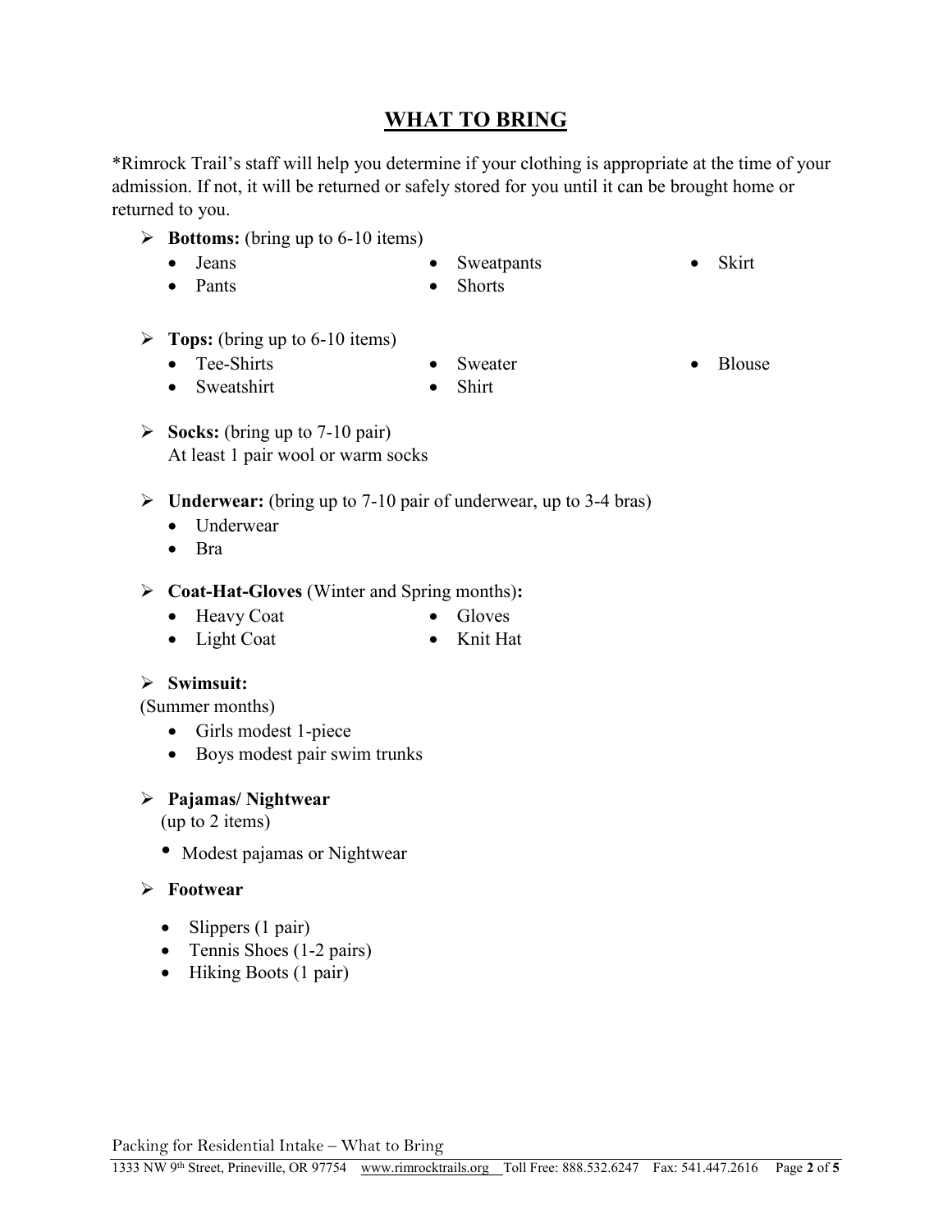# WHAT TO BRING

*Rimrock Trail's staff will help you determine if your clothing is appropriate at the time of your admission. If not, it will be returned or safely stored for you until it can be brought home or returned to you.

- **Bottoms:** (bring up to 6-10 items)
  - Jeans
  - Pants
  - Sweatpants
  - Shorts
  - Skirt

- **Tops:** (bring up to 6-10 items)
  - Tee-Shirts
  - Sweatshirt
  - Sweater
  - Shirt
  - Blouse

- **Socks:** (bring up to 7-10 pair)
  At least 1 pair wool or warm socks

- **Underwear:** (bring up to 7-10 pair of underwear, up to 3-4 bras)
  - Underwear
  - Bra

- **Coat-Hat-Gloves** (Winter and Spring months)**:**
  - Heavy Coat
  - Light Coat
  - Gloves
  - Knit Hat

- **Swimsuit:**
  (Summer months)
  - Girls modest 1-piece
  - Boys modest pair swim trunks

- **Pajamas/ Nightwear**
  (up to 2 items)
  - Modest pajamas or Nightwear

- **Footwear**
  - Slippers (1 pair)
  - Tennis Shoes (1-2 pairs)
  - Hiking Boots (1 pair)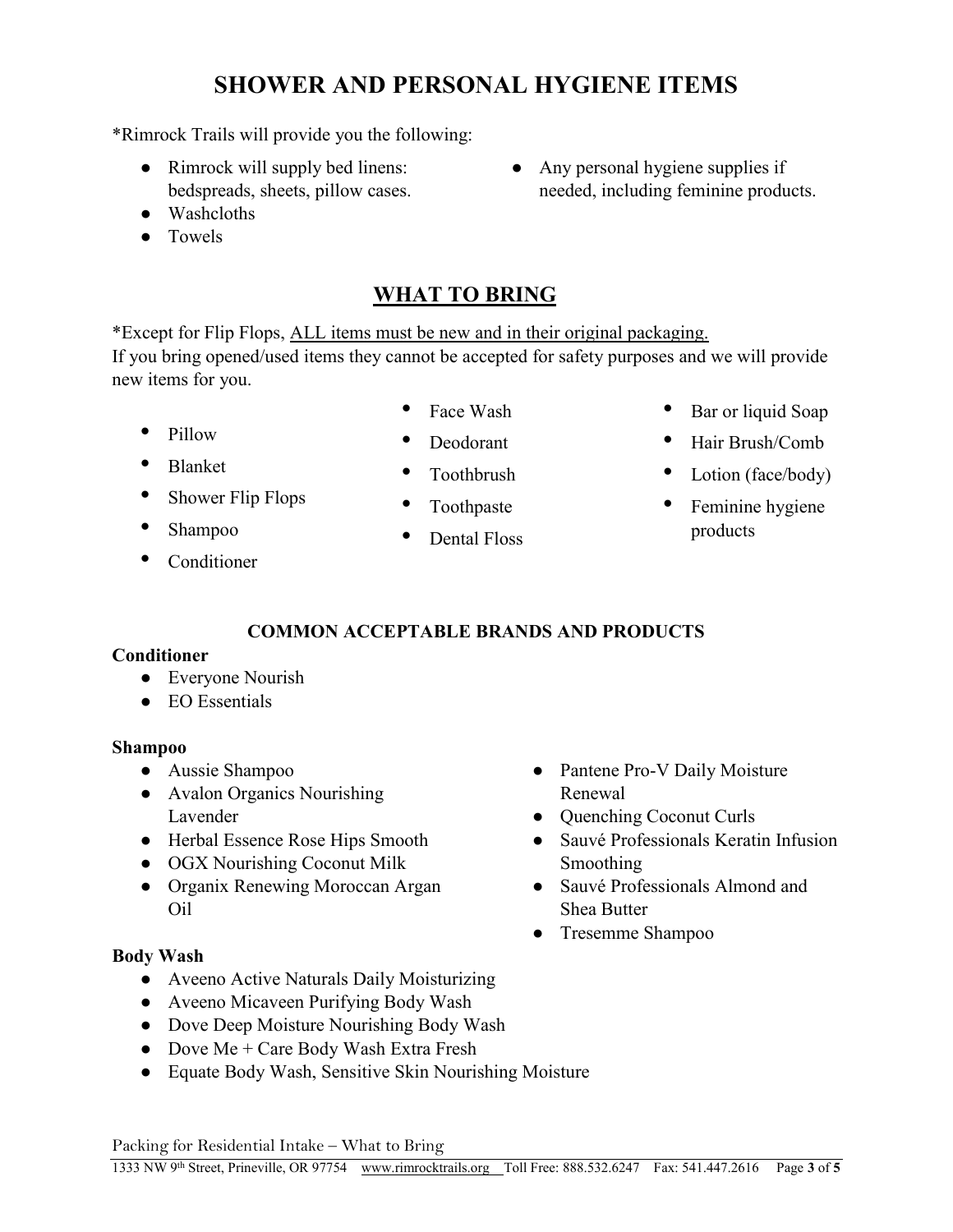# SHOWER AND PERSONAL HYGIENE ITEMS

*Rimrock Trails will provide you the following:

- Rimrock will supply bed linens: bedspreads, sheets, pillow cases.
- Washcloths
- Towels
- Any personal hygiene supplies if needed, including feminine products.

## WHAT TO BRING

*Except for Flip Flops, ALL items must be new and in their original packaging.
If you bring opened/used items they cannot be accepted for safety purposes and we will provide new items for you.

- Pillow
- Blanket
- Shower Flip Flops
- Shampoo
- Conditioner
- Face Wash
- Deodorant
- Toothbrush
- Toothpaste
- Dental Floss
- Bar or liquid Soap
- Hair Brush/Comb
- Lotion (face/body)
- Feminine hygiene products

### COMMON ACCEPTABLE BRANDS AND PRODUCTS

**Conditioner**

- Everyone Nourish
- EO Essentials

**Shampoo**

- Aussie Shampoo
- Avalon Organics Nourishing Lavender
- Herbal Essence Rose Hips Smooth
- OGX Nourishing Coconut Milk
- Organix Renewing Moroccan Argan Oil
- Pantene Pro-V Daily Moisture Renewal
- Quenching Coconut Curls
- Sauvé Professionals Keratin Infusion Smoothing
- Sauvé Professionals Almond and Shea Butter
- Tresemme Shampoo

**Body Wash**

- Aveeno Active Naturals Daily Moisturizing
- Aveeno Micaveen Purifying Body Wash
- Dove Deep Moisture Nourishing Body Wash
- Dove Me + Care Body Wash Extra Fresh
- Equate Body Wash, Sensitive Skin Nourishing Moisture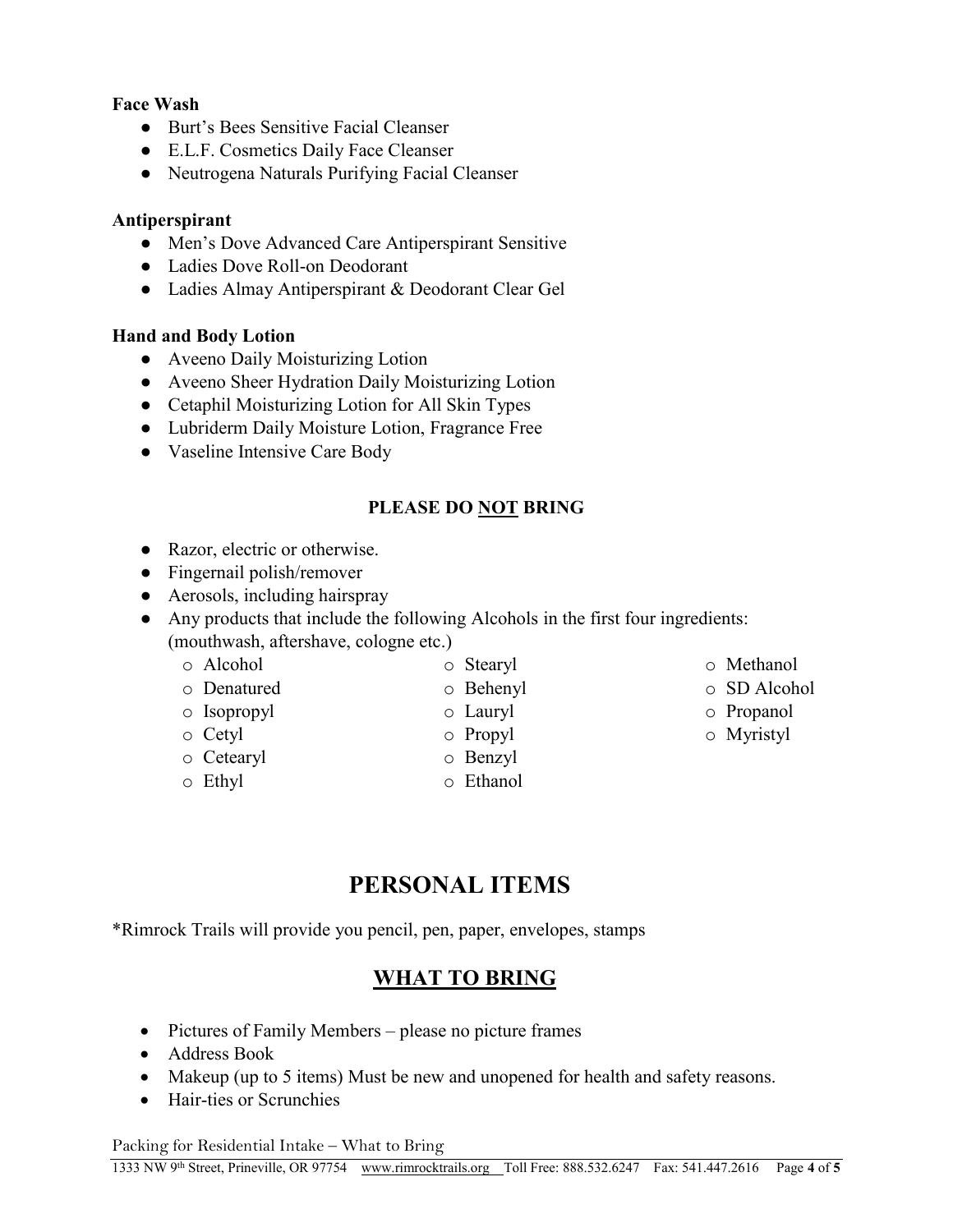**Face Wash**

- Burt's Bees Sensitive Facial Cleanser
- E.L.F. Cosmetics Daily Face Cleanser
- Neutrogena Naturals Purifying Facial Cleanser

**Antiperspirant**

- Men's Dove Advanced Care Antiperspirant Sensitive
- Ladies Dove Roll-on Deodorant
- Ladies Almay Antiperspirant & Deodorant Clear Gel

**Hand and Body Lotion**

- Aveeno Daily Moisturizing Lotion
- Aveeno Sheer Hydration Daily Moisturizing Lotion
- Cetaphil Moisturizing Lotion for All Skin Types
- Lubriderm Daily Moisture Lotion, Fragrance Free
- Vaseline Intensive Care Body

**PLEASE DO NOT BRING**

- Razor, electric or otherwise.
- Fingernail polish/remover
- Aerosols, including hairspray
- Any products that include the following Alcohols in the first four ingredients: (mouthwash, aftershave, cologne etc.)
  - Alcohol
  - Denatured
  - Isopropyl
  - Cetyl
  - Cetearyl
  - Ethyl
  - Stearyl
  - Behenyl
  - Lauryl
  - Propyl
  - Benzyl
  - Ethanol
  - Methanol
  - SD Alcohol
  - Propanol
  - Myristyl

# PERSONAL ITEMS

*Rimrock Trails will provide you pencil, pen, paper, envelopes, stamps

## WHAT TO BRING

- Pictures of Family Members – please no picture frames
- Address Book
- Makeup (up to 5 items) Must be new and unopened for health and safety reasons.
- Hair-ties or Scrunchies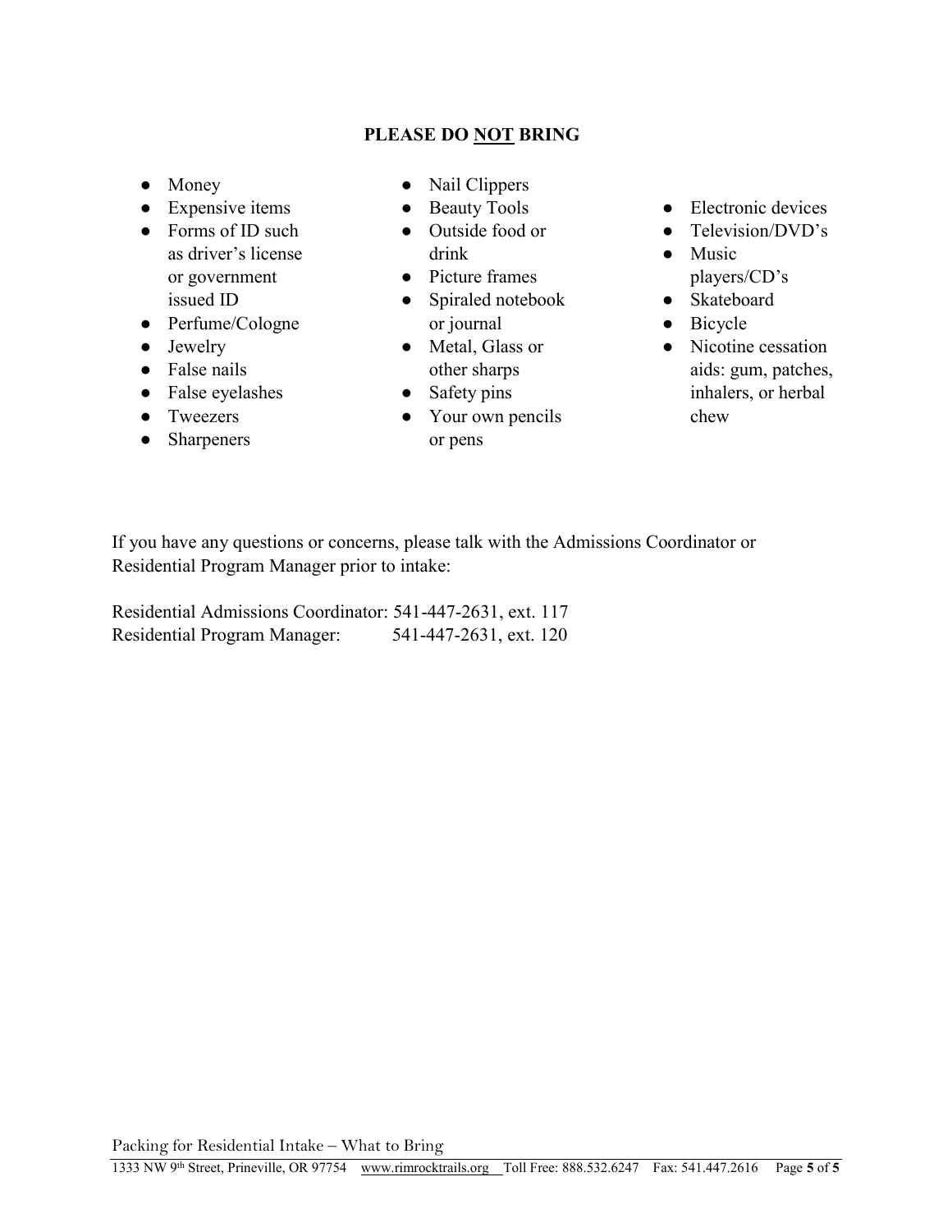## PLEASE DO NOT BRING

- Money
- Expensive items
- Forms of ID such as driver's license or government issued ID
- Perfume/Cologne
- Jewelry
- False nails
- False eyelashes
- Tweezers
- Sharpeners
- Nail Clippers
- Beauty Tools
- Outside food or drink
- Picture frames
- Spiraled notebook or journal
- Metal, Glass or other sharps
- Safety pins
- Your own pencils or pens
- Electronic devices
- Television/DVD's
- Music players/CD's
- Skateboard
- Bicycle
- Nicotine cessation aids: gum, patches, inhalers, or herbal chew

If you have any questions or concerns, please talk with the Admissions Coordinator or Residential Program Manager prior to intake:

Residential Admissions Coordinator: 541-447-2631, ext. 117
Residential Program Manager: 541-447-2631, ext. 120